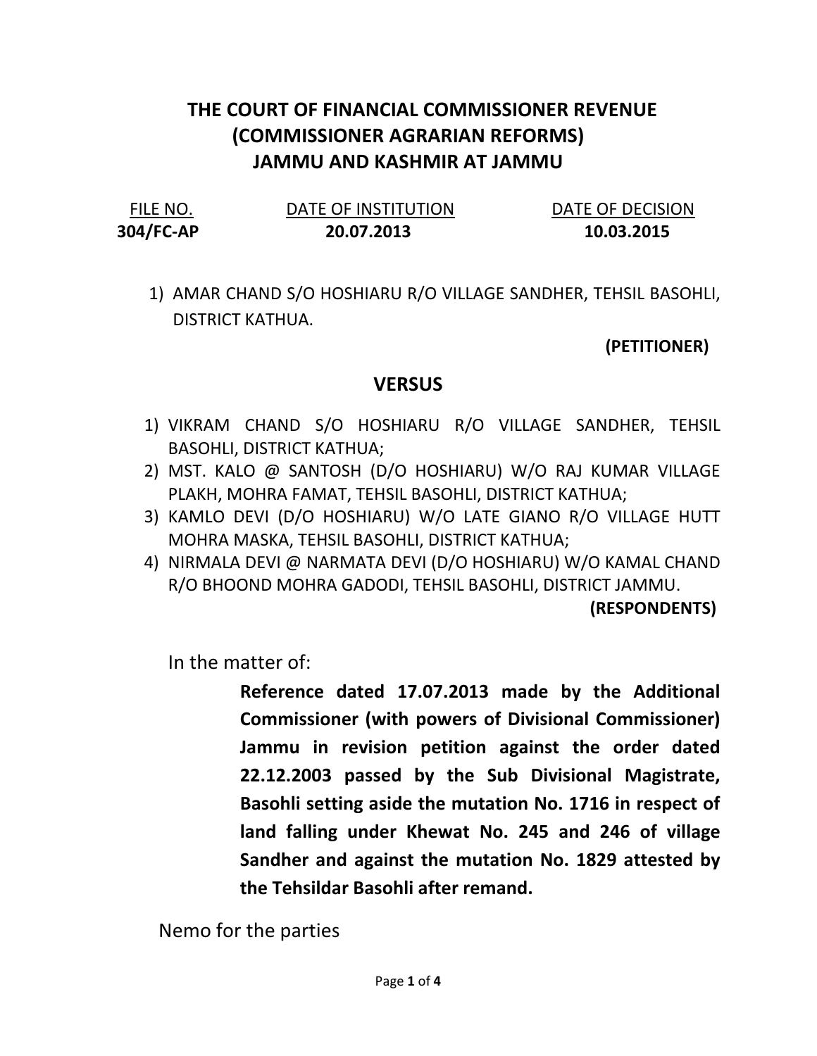# THE COURT OF FINANCIAL COMMISSIONER REVENUE (COMMISSIONER AGRARIAN REFORMS) JAMMU AND KASHMIR AT JAMMU

| FILE NO. | DATE OF INSTITUTION | DATE OF DECISION |
|---|---|---|
| **304/FC-AP** | **20.07.2013** | **10.03.2015** |

1) AMAR CHAND S/O HOSHIARU R/O VILLAGE SANDHER, TEHSIL BASOHLI, DISTRICT KATHUA.

**(PETITIONER)**

**VERSUS**

1) VIKRAM CHAND S/O HOSHIARU R/O VILLAGE SANDHER, TEHSIL BASOHLI, DISTRICT KATHUA;
2) MST. KALO @ SANTOSH (D/O HOSHIARU) W/O RAJ KUMAR VILLAGE PLAKH, MOHRA FAMAT, TEHSIL BASOHLI, DISTRICT KATHUA;
3) KAMLO DEVI (D/O HOSHIARU) W/O LATE GIANO R/O VILLAGE HUTT MOHRA MASKA, TEHSIL BASOHLI, DISTRICT KATHUA;
4) NIRMALA DEVI @ NARMATA DEVI (D/O HOSHIARU) W/O KAMAL CHAND R/O BHOOND MOHRA GADODI, TEHSIL BASOHLI, DISTRICT JAMMU.

**(RESPONDENTS)**

In the matter of:

**Reference dated 17.07.2013 made by the Additional Commissioner (with powers of Divisional Commissioner) Jammu in revision petition against the order dated 22.12.2003 passed by the Sub Divisional Magistrate, Basohli setting aside the mutation No. 1716 in respect of land falling under Khewat No. 245 and 246 of village Sandher and against the mutation No. 1829 attested by the Tehsildar Basohli after remand.**

Nemo for the parties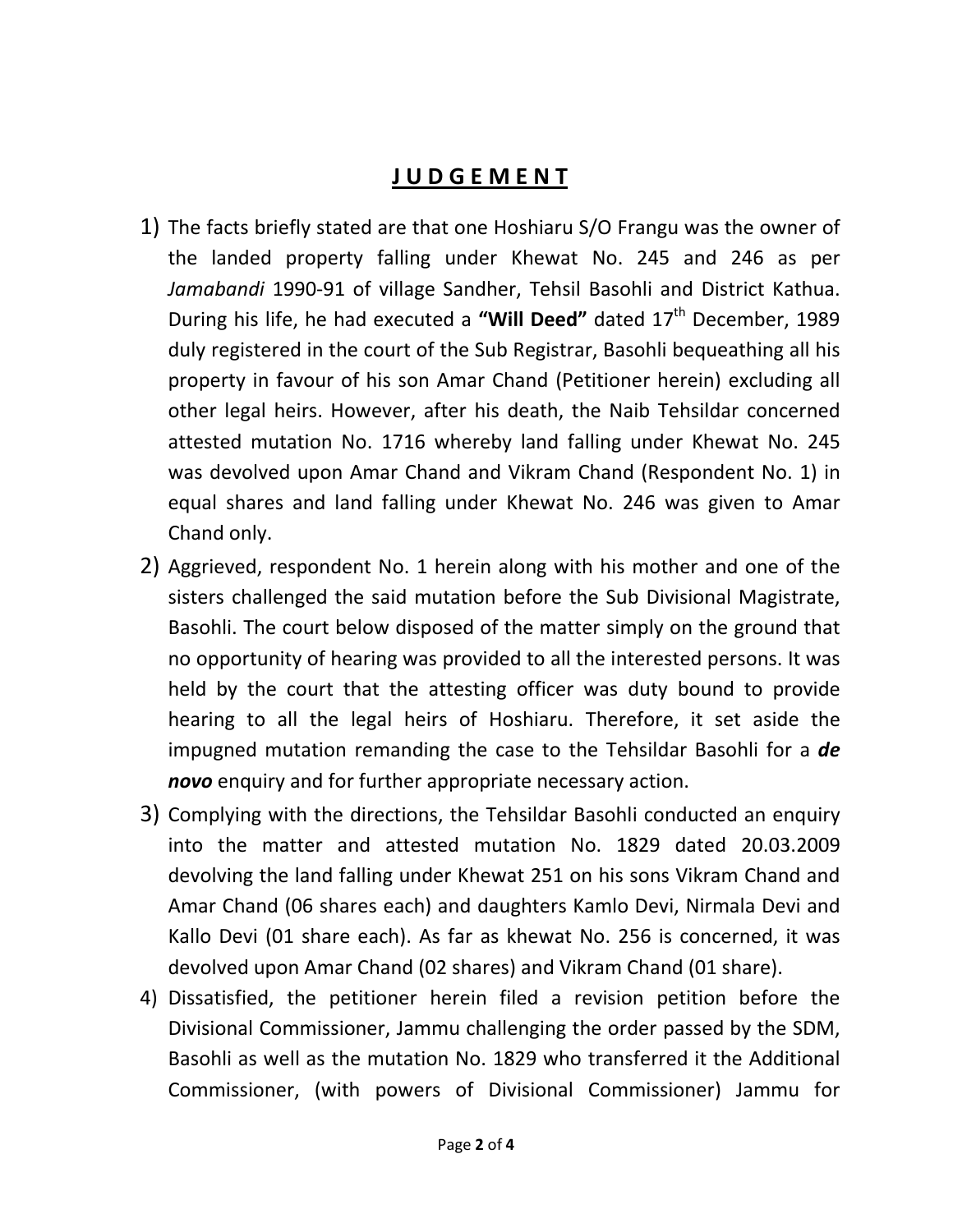## J U D G E M E N T

1) The facts briefly stated are that one Hoshiaru S/O Frangu was the owner of the landed property falling under Khewat No. 245 and 246 as per *Jamabandi* 1990-91 of village Sandher, Tehsil Basohli and District Kathua. During his life, he had executed a **"Will Deed"** dated 17th December, 1989 duly registered in the court of the Sub Registrar, Basohli bequeathing all his property in favour of his son Amar Chand (Petitioner herein) excluding all other legal heirs. However, after his death, the Naib Tehsildar concerned attested mutation No. 1716 whereby land falling under Khewat No. 245 was devolved upon Amar Chand and Vikram Chand (Respondent No. 1) in equal shares and land falling under Khewat No. 246 was given to Amar Chand only.
2) Aggrieved, respondent No. 1 herein along with his mother and one of the sisters challenged the said mutation before the Sub Divisional Magistrate, Basohli. The court below disposed of the matter simply on the ground that no opportunity of hearing was provided to all the interested persons. It was held by the court that the attesting officer was duty bound to provide hearing to all the legal heirs of Hoshiaru. Therefore, it set aside the impugned mutation remanding the case to the Tehsildar Basohli for a ***de novo*** enquiry and for further appropriate necessary action.
3) Complying with the directions, the Tehsildar Basohli conducted an enquiry into the matter and attested mutation No. 1829 dated 20.03.2009 devolving the land falling under Khewat 251 on his sons Vikram Chand and Amar Chand (06 shares each) and daughters Kamlo Devi, Nirmala Devi and Kallo Devi (01 share each). As far as khewat No. 256 is concerned, it was devolved upon Amar Chand (02 shares) and Vikram Chand (01 share).
4) Dissatisfied, the petitioner herein filed a revision petition before the Divisional Commissioner, Jammu challenging the order passed by the SDM, Basohli as well as the mutation No. 1829 who transferred it the Additional Commissioner, (with powers of Divisional Commissioner) Jammu for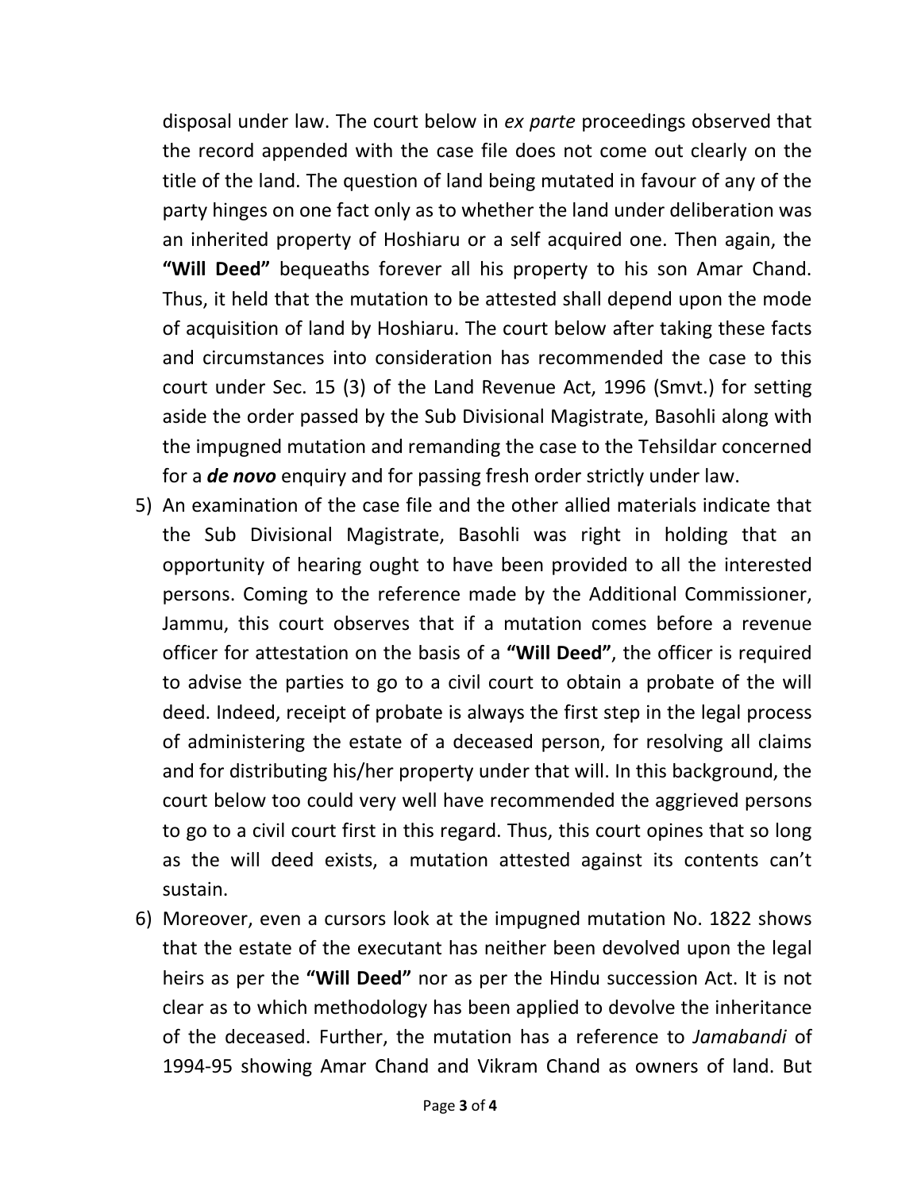disposal under law. The court below in *ex parte* proceedings observed that the record appended with the case file does not come out clearly on the title of the land. The question of land being mutated in favour of any of the party hinges on one fact only as to whether the land under deliberation was an inherited property of Hoshiaru or a self acquired one. Then again, the **"Will Deed"** bequeaths forever all his property to his son Amar Chand. Thus, it held that the mutation to be attested shall depend upon the mode of acquisition of land by Hoshiaru. The court below after taking these facts and circumstances into consideration has recommended the case to this court under Sec. 15 (3) of the Land Revenue Act, 1996 (Smvt.) for setting aside the order passed by the Sub Divisional Magistrate, Basohli along with the impugned mutation and remanding the case to the Tehsildar concerned for a ***de novo*** enquiry and for passing fresh order strictly under law.

5) An examination of the case file and the other allied materials indicate that the Sub Divisional Magistrate, Basohli was right in holding that an opportunity of hearing ought to have been provided to all the interested persons. Coming to the reference made by the Additional Commissioner, Jammu, this court observes that if a mutation comes before a revenue officer for attestation on the basis of a **"Will Deed"**, the officer is required to advise the parties to go to a civil court to obtain a probate of the will deed. Indeed, receipt of probate is always the first step in the legal process of administering the estate of a deceased person, for resolving all claims and for distributing his/her property under that will. In this background, the court below too could very well have recommended the aggrieved persons to go to a civil court first in this regard. Thus, this court opines that so long as the will deed exists, a mutation attested against its contents can't sustain.

6) Moreover, even a cursors look at the impugned mutation No. 1822 shows that the estate of the executant has neither been devolved upon the legal heirs as per the **"Will Deed"** nor as per the Hindu succession Act. It is not clear as to which methodology has been applied to devolve the inheritance of the deceased. Further, the mutation has a reference to *Jamabandi* of 1994-95 showing Amar Chand and Vikram Chand as owners of land. But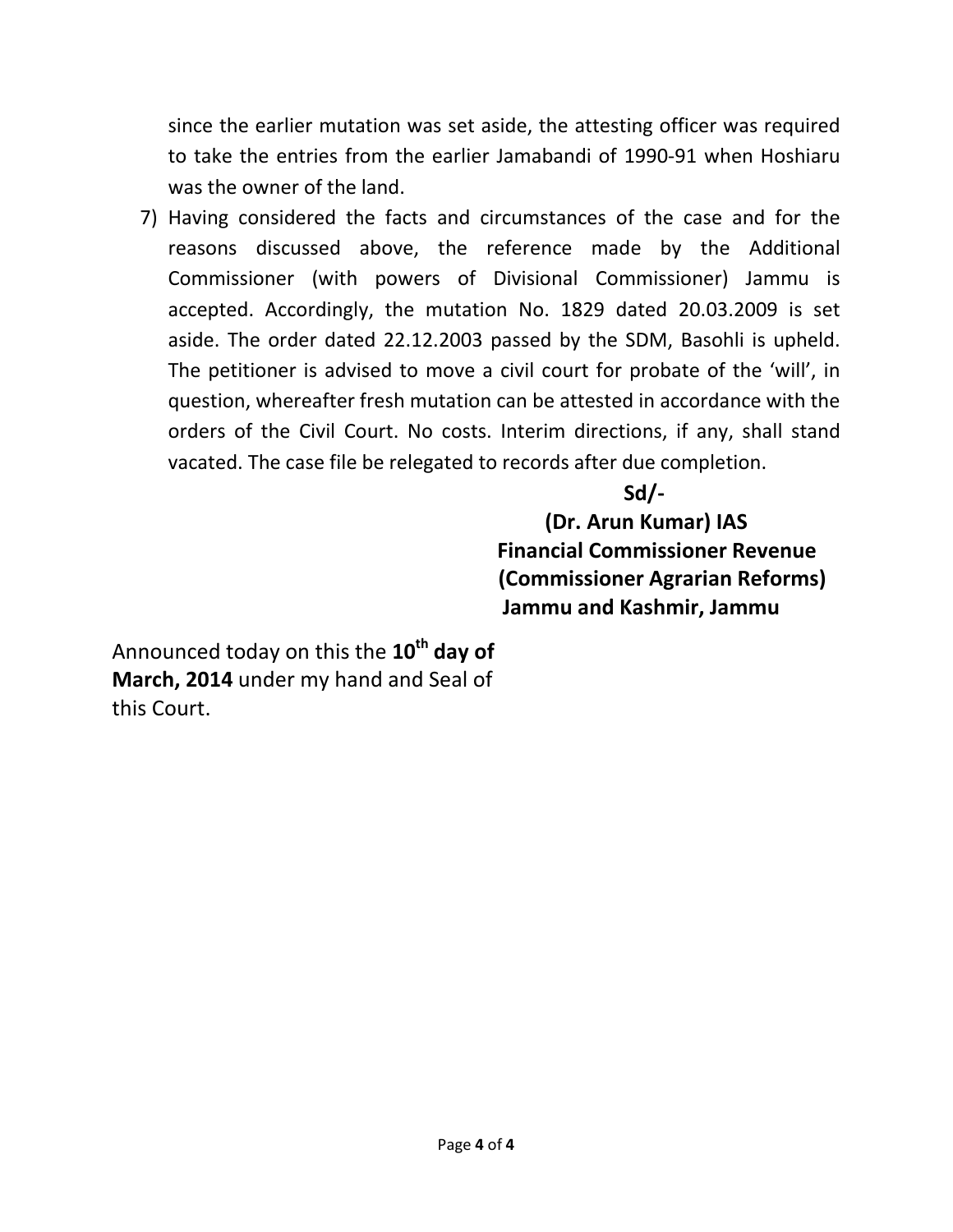since the earlier mutation was set aside, the attesting officer was required to take the entries from the earlier Jamabandi of 1990-91 when Hoshiaru was the owner of the land.

7) Having considered the facts and circumstances of the case and for the reasons discussed above, the reference made by the Additional Commissioner (with powers of Divisional Commissioner) Jammu is accepted. Accordingly, the mutation No. 1829 dated 20.03.2009 is set aside. The order dated 22.12.2003 passed by the SDM, Basohli is upheld. The petitioner is advised to move a civil court for probate of the 'will', in question, whereafter fresh mutation can be attested in accordance with the orders of the Civil Court. No costs. Interim directions, if any, shall stand vacated. The case file be relegated to records after due completion.

**Sd/-**

**(Dr. Arun Kumar) IAS**
**Financial Commissioner Revenue**
**(Commissioner Agrarian Reforms)**
**Jammu and Kashmir, Jammu**

Announced today on this the **10th day of March, 2014** under my hand and Seal of this Court.